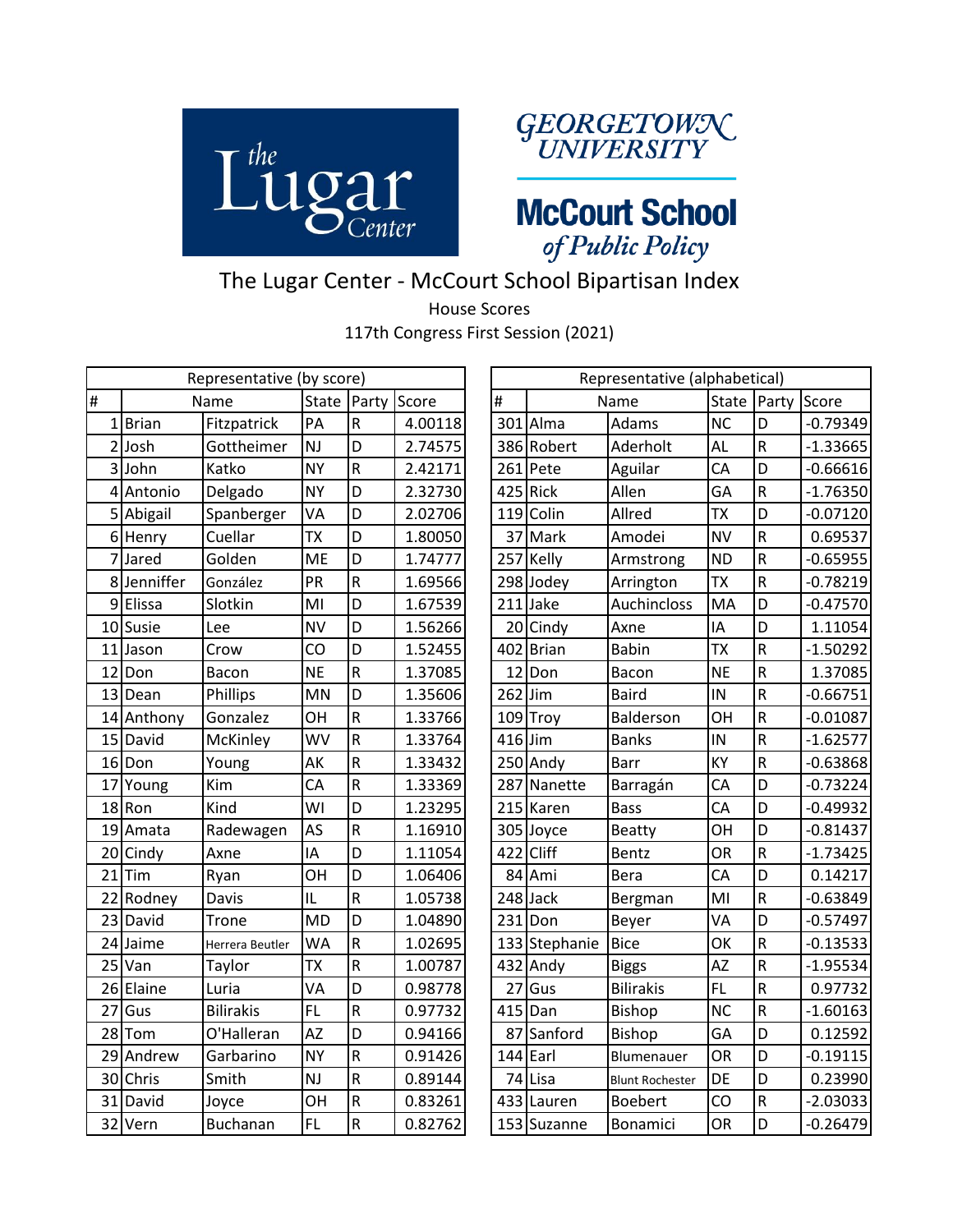# The Lugar Center - McCourt School Bipartisan Index

House Scores

117th Congress First Session (2021)

| Representative (by score) | | | | | |
|---|---|---|---|---|---|
| # | Name | | State | Party | Score |
| 1 | Brian | Fitzpatrick | PA | R | 4.00118 |
| 2 | Josh | Gottheimer | NJ | D | 2.74575 |
| 3 | John | Katko | NY | R | 2.42171 |
| 4 | Antonio | Delgado | NY | D | 2.32730 |
| 5 | Abigail | Spanberger | VA | D | 2.02706 |
| 6 | Henry | Cuellar | TX | D | 1.80050 |
| 7 | Jared | Golden | ME | D | 1.74777 |
| 8 | Jenniffer | González | PR | R | 1.69566 |
| 9 | Elissa | Slotkin | MI | D | 1.67539 |
| 10 | Susie | Lee | NV | D | 1.56266 |
| 11 | Jason | Crow | CO | D | 1.52455 |
| 12 | Don | Bacon | NE | R | 1.37085 |
| 13 | Dean | Phillips | MN | D | 1.35606 |
| 14 | Anthony | Gonzalez | OH | R | 1.33766 |
| 15 | David | McKinley | WV | R | 1.33764 |
| 16 | Don | Young | AK | R | 1.33432 |
| 17 | Young | Kim | CA | R | 1.33369 |
| 18 | Ron | Kind | WI | D | 1.23295 |
| 19 | Amata | Radewagen | AS | R | 1.16910 |
| 20 | Cindy | Axne | IA | D | 1.11054 |
| 21 | Tim | Ryan | OH | D | 1.06406 |
| 22 | Rodney | Davis | IL | R | 1.05738 |
| 23 | David | Trone | MD | D | 1.04890 |
| 24 | Jaime | Herrera Beutler | WA | R | 1.02695 |
| 25 | Van | Taylor | TX | R | 1.00787 |
| 26 | Elaine | Luria | VA | D | 0.98778 |
| 27 | Gus | Bilirakis | FL | R | 0.97732 |
| 28 | Tom | O'Halleran | AZ | D | 0.94166 |
| 29 | Andrew | Garbarino | NY | R | 0.91426 |
| 30 | Chris | Smith | NJ | R | 0.89144 |
| 31 | David | Joyce | OH | R | 0.83261 |
| 32 | Vern | Buchanan | FL | R | 0.82762 |

| Representative (alphabetical) | | | | | |
|---|---|---|---|---|---|
| # | Name | | State | Party | Score |
| 301 | Alma | Adams | NC | D | -0.79349 |
| 386 | Robert | Aderholt | AL | R | -1.33665 |
| 261 | Pete | Aguilar | CA | D | -0.66616 |
| 425 | Rick | Allen | GA | R | -1.76350 |
| 119 | Colin | Allred | TX | D | -0.07120 |
| 37 | Mark | Amodei | NV | R | 0.69537 |
| 257 | Kelly | Armstrong | ND | R | -0.65955 |
| 298 | Jodey | Arrington | TX | R | -0.78219 |
| 211 | Jake | Auchincloss | MA | D | -0.47570 |
| 20 | Cindy | Axne | IA | D | 1.11054 |
| 402 | Brian | Babin | TX | R | -1.50292 |
| 12 | Don | Bacon | NE | R | 1.37085 |
| 262 | Jim | Baird | IN | R | -0.66751 |
| 109 | Troy | Balderson | OH | R | -0.01087 |
| 416 | Jim | Banks | IN | R | -1.62577 |
| 250 | Andy | Barr | KY | R | -0.63868 |
| 287 | Nanette | Barragán | CA | D | -0.73224 |
| 215 | Karen | Bass | CA | D | -0.49932 |
| 305 | Joyce | Beatty | OH | D | -0.81437 |
| 422 | Cliff | Bentz | OR | R | -1.73425 |
| 84 | Ami | Bera | CA | D | 0.14217 |
| 248 | Jack | Bergman | MI | R | -0.63849 |
| 231 | Don | Beyer | VA | D | -0.57497 |
| 133 | Stephanie | Bice | OK | R | -0.13533 |
| 432 | Andy | Biggs | AZ | R | -1.95534 |
| 27 | Gus | Bilirakis | FL | R | 0.97732 |
| 415 | Dan | Bishop | NC | R | -1.60163 |
| 87 | Sanford | Bishop | GA | D | 0.12592 |
| 144 | Earl | Blumenauer | OR | D | -0.19115 |
| 74 | Lisa | Blunt Rochester | DE | D | 0.23990 |
| 433 | Lauren | Boebert | CO | R | -2.03033 |
| 153 | Suzanne | Bonamici | OR | D | -0.26479 |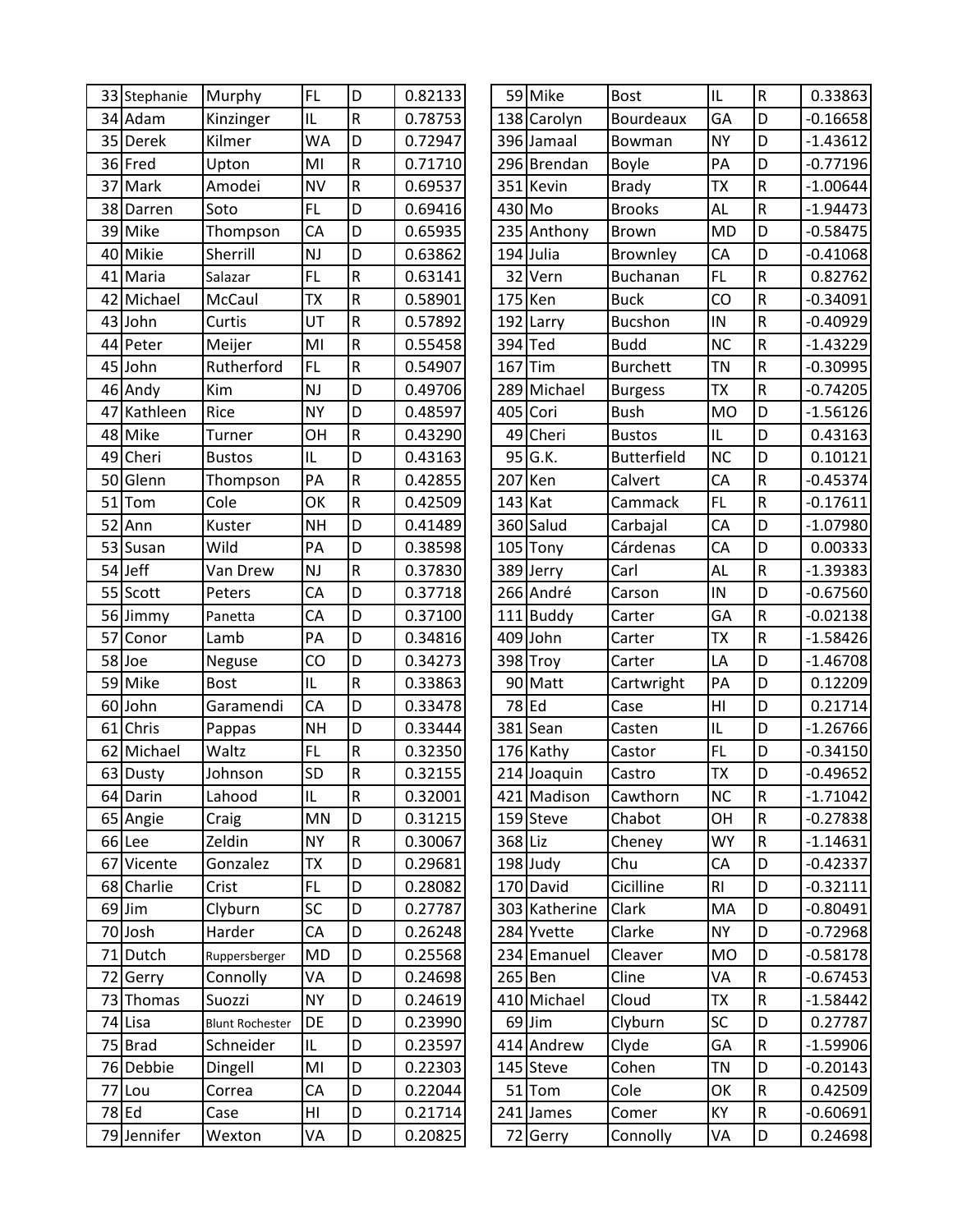| 33 | Stephanie | Murphy | FL | D | 0.82133 |
|---|---|---|---|---|---|
| 34 | Adam | Kinzinger | IL | R | 0.78753 |
| 35 | Derek | Kilmer | WA | D | 0.72947 |
| 36 | Fred | Upton | MI | R | 0.71710 |
| 37 | Mark | Amodei | NV | R | 0.69537 |
| 38 | Darren | Soto | FL | D | 0.69416 |
| 39 | Mike | Thompson | CA | D | 0.65935 |
| 40 | Mikie | Sherrill | NJ | D | 0.63862 |
| 41 | Maria | Salazar | FL | R | 0.63141 |
| 42 | Michael | McCaul | TX | R | 0.58901 |
| 43 | John | Curtis | UT | R | 0.57892 |
| 44 | Peter | Meijer | MI | R | 0.55458 |
| 45 | John | Rutherford | FL | R | 0.54907 |
| 46 | Andy | Kim | NJ | D | 0.49706 |
| 47 | Kathleen | Rice | NY | D | 0.48597 |
| 48 | Mike | Turner | OH | R | 0.43290 |
| 49 | Cheri | Bustos | IL | D | 0.43163 |
| 50 | Glenn | Thompson | PA | R | 0.42855 |
| 51 | Tom | Cole | OK | R | 0.42509 |
| 52 | Ann | Kuster | NH | D | 0.41489 |
| 53 | Susan | Wild | PA | D | 0.38598 |
| 54 | Jeff | Van Drew | NJ | R | 0.37830 |
| 55 | Scott | Peters | CA | D | 0.37718 |
| 56 | Jimmy | Panetta | CA | D | 0.37100 |
| 57 | Conor | Lamb | PA | D | 0.34816 |
| 58 | Joe | Neguse | CO | D | 0.34273 |
| 59 | Mike | Bost | IL | R | 0.33863 |
| 60 | John | Garamendi | CA | D | 0.33478 |
| 61 | Chris | Pappas | NH | D | 0.33444 |
| 62 | Michael | Waltz | FL | R | 0.32350 |
| 63 | Dusty | Johnson | SD | R | 0.32155 |
| 64 | Darin | Lahood | IL | R | 0.32001 |
| 65 | Angie | Craig | MN | D | 0.31215 |
| 66 | Lee | Zeldin | NY | R | 0.30067 |
| 67 | Vicente | Gonzalez | TX | D | 0.29681 |
| 68 | Charlie | Crist | FL | D | 0.28082 |
| 69 | Jim | Clyburn | SC | D | 0.27787 |
| 70 | Josh | Harder | CA | D | 0.26248 |
| 71 | Dutch | Ruppersberger | MD | D | 0.25568 |
| 72 | Gerry | Connolly | VA | D | 0.24698 |
| 73 | Thomas | Suozzi | NY | D | 0.24619 |
| 74 | Lisa | Blunt Rochester | DE | D | 0.23990 |
| 75 | Brad | Schneider | IL | D | 0.23597 |
| 76 | Debbie | Dingell | MI | D | 0.22303 |
| 77 | Lou | Correa | CA | D | 0.22044 |
| 78 | Ed | Case | HI | D | 0.21714 |
| 79 | Jennifer | Wexton | VA | D | 0.20825 |

| 59 | Mike | Bost | IL | R | 0.33863 |
|---|---|---|---|---|---|
| 138 | Carolyn | Bourdeaux | GA | D | -0.16658 |
| 396 | Jamaal | Bowman | NY | D | -1.43612 |
| 296 | Brendan | Boyle | PA | D | -0.77196 |
| 351 | Kevin | Brady | TX | R | -1.00644 |
| 430 | Mo | Brooks | AL | R | -1.94473 |
| 235 | Anthony | Brown | MD | D | -0.58475 |
| 194 | Julia | Brownley | CA | D | -0.41068 |
| 32 | Vern | Buchanan | FL | R | 0.82762 |
| 175 | Ken | Buck | CO | R | -0.34091 |
| 192 | Larry | Bucshon | IN | R | -0.40929 |
| 394 | Ted | Budd | NC | R | -1.43229 |
| 167 | Tim | Burchett | TN | R | -0.30995 |
| 289 | Michael | Burgess | TX | R | -0.74205 |
| 405 | Cori | Bush | MO | D | -1.56126 |
| 49 | Cheri | Bustos | IL | D | 0.43163 |
| 95 | G.K. | Butterfield | NC | D | 0.10121 |
| 207 | Ken | Calvert | CA | R | -0.45374 |
| 143 | Kat | Cammack | FL | R | -0.17611 |
| 360 | Salud | Carbajal | CA | D | -1.07980 |
| 105 | Tony | Cárdenas | CA | D | 0.00333 |
| 389 | Jerry | Carl | AL | R | -1.39383 |
| 266 | André | Carson | IN | D | -0.67560 |
| 111 | Buddy | Carter | GA | R | -0.02138 |
| 409 | John | Carter | TX | R | -1.58426 |
| 398 | Troy | Carter | LA | D | -1.46708 |
| 90 | Matt | Cartwright | PA | D | 0.12209 |
| 78 | Ed | Case | HI | D | 0.21714 |
| 381 | Sean | Casten | IL | D | -1.26766 |
| 176 | Kathy | Castor | FL | D | -0.34150 |
| 214 | Joaquin | Castro | TX | D | -0.49652 |
| 421 | Madison | Cawthorn | NC | R | -1.71042 |
| 159 | Steve | Chabot | OH | R | -0.27838 |
| 368 | Liz | Cheney | WY | R | -1.14631 |
| 198 | Judy | Chu | CA | D | -0.42337 |
| 170 | David | Cicilline | RI | D | -0.32111 |
| 303 | Katherine | Clark | MA | D | -0.80491 |
| 284 | Yvette | Clarke | NY | D | -0.72968 |
| 234 | Emanuel | Cleaver | MO | D | -0.58178 |
| 265 | Ben | Cline | VA | R | -0.67453 |
| 410 | Michael | Cloud | TX | R | -1.58442 |
| 69 | Jim | Clyburn | SC | D | 0.27787 |
| 414 | Andrew | Clyde | GA | R | -1.59906 |
| 145 | Steve | Cohen | TN | D | -0.20143 |
| 51 | Tom | Cole | OK | R | 0.42509 |
| 241 | James | Comer | KY | R | -0.60691 |
| 72 | Gerry | Connolly | VA | D | 0.24698 |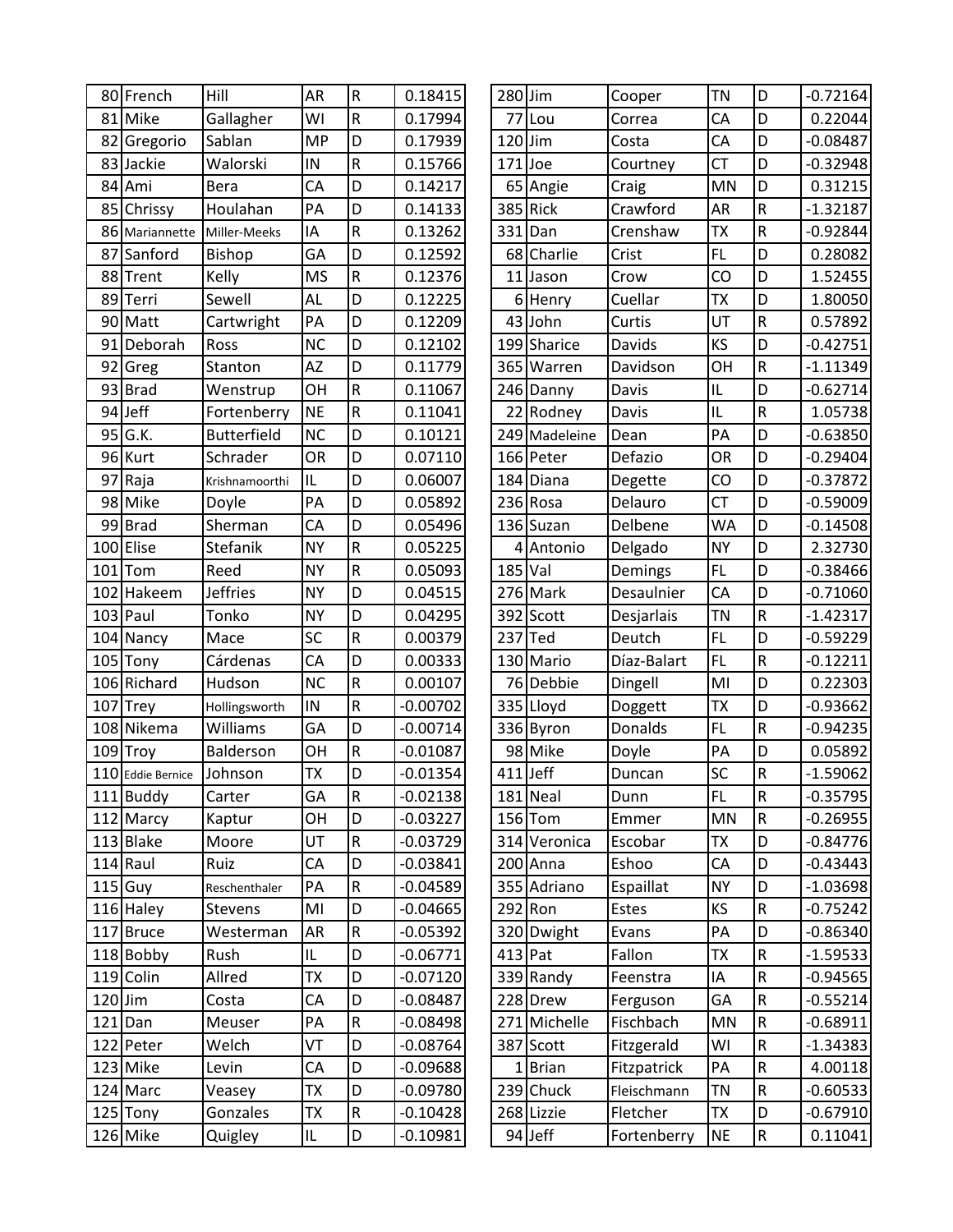| | | | | |
|---|---|---|---|---|
| 80 | French | Hill | AR | R | 0.18415 |
| 81 | Mike | Gallagher | WI | R | 0.17994 |
| 82 | Gregorio | Sablan | MP | D | 0.17939 |
| 83 | Jackie | Walorski | IN | R | 0.15766 |
| 84 | Ami | Bera | CA | D | 0.14217 |
| 85 | Chrissy | Houlahan | PA | D | 0.14133 |
| 86 | Mariannette | Miller-Meeks | IA | R | 0.13262 |
| 87 | Sanford | Bishop | GA | D | 0.12592 |
| 88 | Trent | Kelly | MS | R | 0.12376 |
| 89 | Terri | Sewell | AL | D | 0.12225 |
| 90 | Matt | Cartwright | PA | D | 0.12209 |
| 91 | Deborah | Ross | NC | D | 0.12102 |
| 92 | Greg | Stanton | AZ | D | 0.11779 |
| 93 | Brad | Wenstrup | OH | R | 0.11067 |
| 94 | Jeff | Fortenberry | NE | R | 0.11041 |
| 95 | G.K. | Butterfield | NC | D | 0.10121 |
| 96 | Kurt | Schrader | OR | D | 0.07110 |
| 97 | Raja | Krishnamoorthi | IL | D | 0.06007 |
| 98 | Mike | Doyle | PA | D | 0.05892 |
| 99 | Brad | Sherman | CA | D | 0.05496 |
| 100 | Elise | Stefanik | NY | R | 0.05225 |
| 101 | Tom | Reed | NY | R | 0.05093 |
| 102 | Hakeem | Jeffries | NY | D | 0.04515 |
| 103 | Paul | Tonko | NY | D | 0.04295 |
| 104 | Nancy | Mace | SC | R | 0.00379 |
| 105 | Tony | Cárdenas | CA | D | 0.00333 |
| 106 | Richard | Hudson | NC | R | 0.00107 |
| 107 | Trey | Hollingsworth | IN | R | -0.00702 |
| 108 | Nikema | Williams | GA | D | -0.00714 |
| 109 | Troy | Balderson | OH | R | -0.01087 |
| 110 | Eddie Bernice | Johnson | TX | D | -0.01354 |
| 111 | Buddy | Carter | GA | R | -0.02138 |
| 112 | Marcy | Kaptur | OH | D | -0.03227 |
| 113 | Blake | Moore | UT | R | -0.03729 |
| 114 | Raul | Ruiz | CA | D | -0.03841 |
| 115 | Guy | Reschenthaler | PA | R | -0.04589 |
| 116 | Haley | Stevens | MI | D | -0.04665 |
| 117 | Bruce | Westerman | AR | R | -0.05392 |
| 118 | Bobby | Rush | IL | D | -0.06771 |
| 119 | Colin | Allred | TX | D | -0.07120 |
| 120 | Jim | Costa | CA | D | -0.08487 |
| 121 | Dan | Meuser | PA | R | -0.08498 |
| 122 | Peter | Welch | VT | D | -0.08764 |
| 123 | Mike | Levin | CA | D | -0.09688 |
| 124 | Marc | Veasey | TX | D | -0.09780 |
| 125 | Tony | Gonzales | TX | R | -0.10428 |
| 126 | Mike | Quigley | IL | D | -0.10981 |

| | | | | | |
|---|---|---|---|---|---|
| 280 | Jim | Cooper | TN | D | -0.72164 |
| 77 | Lou | Correa | CA | D | 0.22044 |
| 120 | Jim | Costa | CA | D | -0.08487 |
| 171 | Joe | Courtney | CT | D | -0.32948 |
| 65 | Angie | Craig | MN | D | 0.31215 |
| 385 | Rick | Crawford | AR | R | -1.32187 |
| 331 | Dan | Crenshaw | TX | R | -0.92844 |
| 68 | Charlie | Crist | FL | D | 0.28082 |
| 11 | Jason | Crow | CO | D | 1.52455 |
| 6 | Henry | Cuellar | TX | D | 1.80050 |
| 43 | John | Curtis | UT | R | 0.57892 |
| 199 | Sharice | Davids | KS | D | -0.42751 |
| 365 | Warren | Davidson | OH | R | -1.11349 |
| 246 | Danny | Davis | IL | D | -0.62714 |
| 22 | Rodney | Davis | IL | R | 1.05738 |
| 249 | Madeleine | Dean | PA | D | -0.63850 |
| 166 | Peter | Defazio | OR | D | -0.29404 |
| 184 | Diana | Degette | CO | D | -0.37872 |
| 236 | Rosa | Delauro | CT | D | -0.59009 |
| 136 | Suzan | Delbene | WA | D | -0.14508 |
| 4 | Antonio | Delgado | NY | D | 2.32730 |
| 185 | Val | Demings | FL | D | -0.38466 |
| 276 | Mark | Desaulnier | CA | D | -0.71060 |
| 392 | Scott | Desjarlais | TN | R | -1.42317 |
| 237 | Ted | Deutch | FL | D | -0.59229 |
| 130 | Mario | Díaz-Balart | FL | R | -0.12211 |
| 76 | Debbie | Dingell | MI | D | 0.22303 |
| 335 | Lloyd | Doggett | TX | D | -0.93662 |
| 336 | Byron | Donalds | FL | R | -0.94235 |
| 98 | Mike | Doyle | PA | D | 0.05892 |
| 411 | Jeff | Duncan | SC | R | -1.59062 |
| 181 | Neal | Dunn | FL | R | -0.35795 |
| 156 | Tom | Emmer | MN | R | -0.26955 |
| 314 | Veronica | Escobar | TX | D | -0.84776 |
| 200 | Anna | Eshoo | CA | D | -0.43443 |
| 355 | Adriano | Espaillat | NY | D | -1.03698 |
| 292 | Ron | Estes | KS | R | -0.75242 |
| 320 | Dwight | Evans | PA | D | -0.86340 |
| 413 | Pat | Fallon | TX | R | -1.59533 |
| 339 | Randy | Feenstra | IA | R | -0.94565 |
| 228 | Drew | Ferguson | GA | R | -0.55214 |
| 271 | Michelle | Fischbach | MN | R | -0.68911 |
| 387 | Scott | Fitzgerald | WI | R | -1.34383 |
| 1 | Brian | Fitzpatrick | PA | R | 4.00118 |
| 239 | Chuck | Fleischmann | TN | R | -0.60533 |
| 268 | Lizzie | Fletcher | TX | D | -0.67910 |
| 94 | Jeff | Fortenberry | NE | R | 0.11041 |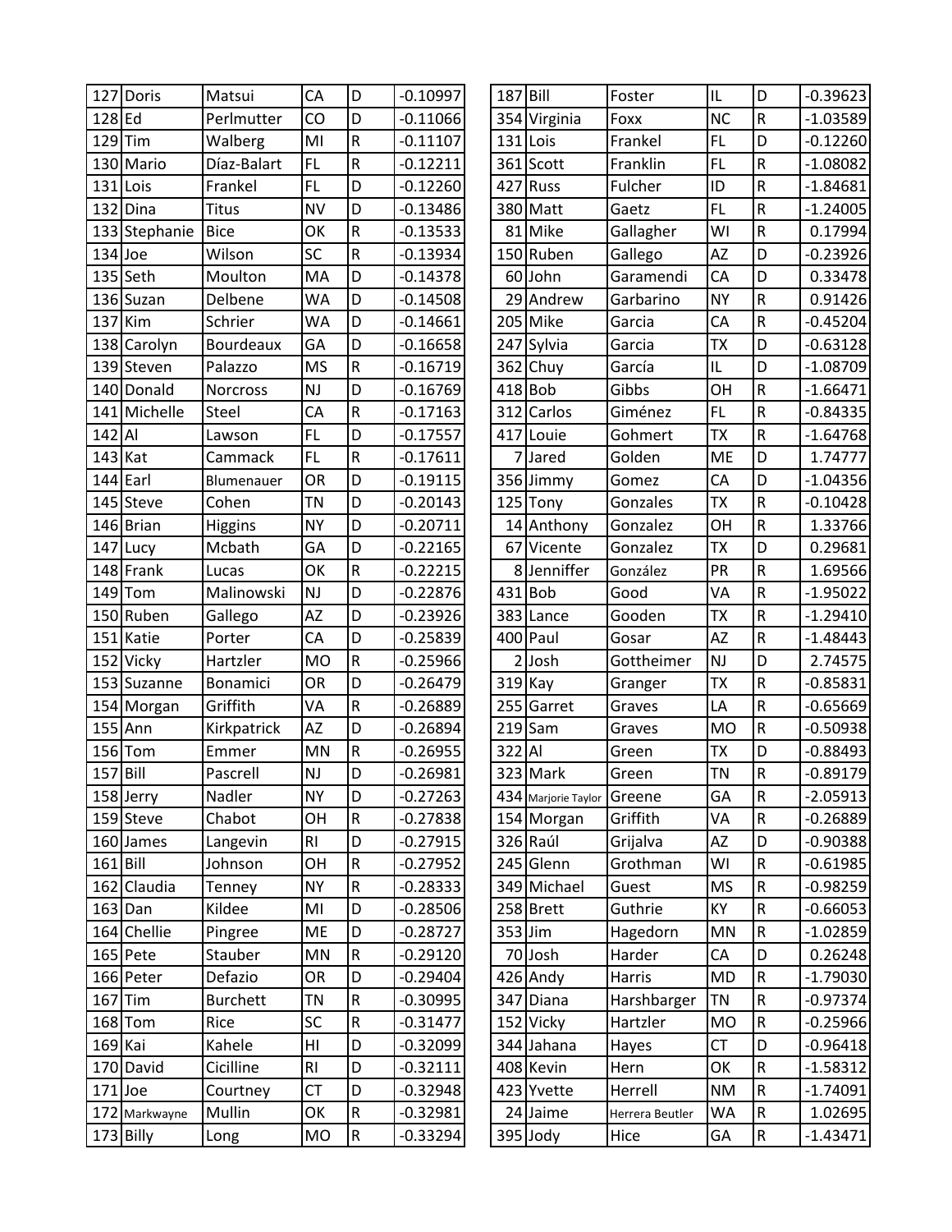| 127 | Doris | Matsui | CA | D | -0.10997 |
|---|---|---|---|---|---|
| 128 | Ed | Perlmutter | CO | D | -0.11066 |
| 129 | Tim | Walberg | MI | R | -0.11107 |
| 130 | Mario | Díaz-Balart | FL | R | -0.12211 |
| 131 | Lois | Frankel | FL | D | -0.12260 |
| 132 | Dina | Titus | NV | D | -0.13486 |
| 133 | Stephanie | Bice | OK | R | -0.13533 |
| 134 | Joe | Wilson | SC | R | -0.13934 |
| 135 | Seth | Moulton | MA | D | -0.14378 |
| 136 | Suzan | Delbene | WA | D | -0.14508 |
| 137 | Kim | Schrier | WA | D | -0.14661 |
| 138 | Carolyn | Bourdeaux | GA | D | -0.16658 |
| 139 | Steven | Palazzo | MS | R | -0.16719 |
| 140 | Donald | Norcross | NJ | D | -0.16769 |
| 141 | Michelle | Steel | CA | R | -0.17163 |
| 142 | Al | Lawson | FL | D | -0.17557 |
| 143 | Kat | Cammack | FL | R | -0.17611 |
| 144 | Earl | Blumenauer | OR | D | -0.19115 |
| 145 | Steve | Cohen | TN | D | -0.20143 |
| 146 | Brian | Higgins | NY | D | -0.20711 |
| 147 | Lucy | Mcbath | GA | D | -0.22165 |
| 148 | Frank | Lucas | OK | R | -0.22215 |
| 149 | Tom | Malinowski | NJ | D | -0.22876 |
| 150 | Ruben | Gallego | AZ | D | -0.23926 |
| 151 | Katie | Porter | CA | D | -0.25839 |
| 152 | Vicky | Hartzler | MO | R | -0.25966 |
| 153 | Suzanne | Bonamici | OR | D | -0.26479 |
| 154 | Morgan | Griffith | VA | R | -0.26889 |
| 155 | Ann | Kirkpatrick | AZ | D | -0.26894 |
| 156 | Tom | Emmer | MN | R | -0.26955 |
| 157 | Bill | Pascrell | NJ | D | -0.26981 |
| 158 | Jerry | Nadler | NY | D | -0.27263 |
| 159 | Steve | Chabot | OH | R | -0.27838 |
| 160 | James | Langevin | RI | D | -0.27915 |
| 161 | Bill | Johnson | OH | R | -0.27952 |
| 162 | Claudia | Tenney | NY | R | -0.28333 |
| 163 | Dan | Kildee | MI | D | -0.28506 |
| 164 | Chellie | Pingree | ME | D | -0.28727 |
| 165 | Pete | Stauber | MN | R | -0.29120 |
| 166 | Peter | Defazio | OR | D | -0.29404 |
| 167 | Tim | Burchett | TN | R | -0.30995 |
| 168 | Tom | Rice | SC | R | -0.31477 |
| 169 | Kai | Kahele | HI | D | -0.32099 |
| 170 | David | Cicilline | RI | D | -0.32111 |
| 171 | Joe | Courtney | CT | D | -0.32948 |
| 172 | Markwayne | Mullin | OK | R | -0.32981 |
| 173 | Billy | Long | MO | R | -0.33294 |

| 187 | Bill | Foster | IL | D | -0.39623 |
|---|---|---|---|---|---|
| 354 | Virginia | Foxx | NC | R | -1.03589 |
| 131 | Lois | Frankel | FL | D | -0.12260 |
| 361 | Scott | Franklin | FL | R | -1.08082 |
| 427 | Russ | Fulcher | ID | R | -1.84681 |
| 380 | Matt | Gaetz | FL | R | -1.24005 |
| 81 | Mike | Gallagher | WI | R | 0.17994 |
| 150 | Ruben | Gallego | AZ | D | -0.23926 |
| 60 | John | Garamendi | CA | D | 0.33478 |
| 29 | Andrew | Garbarino | NY | R | 0.91426 |
| 205 | Mike | Garcia | CA | R | -0.45204 |
| 247 | Sylvia | Garcia | TX | D | -0.63128 |
| 362 | Chuy | García | IL | D | -1.08709 |
| 418 | Bob | Gibbs | OH | R | -1.66471 |
| 312 | Carlos | Giménez | FL | R | -0.84335 |
| 417 | Louie | Gohmert | TX | R | -1.64768 |
| 7 | Jared | Golden | ME | D | 1.74777 |
| 356 | Jimmy | Gomez | CA | D | -1.04356 |
| 125 | Tony | Gonzales | TX | R | -0.10428 |
| 14 | Anthony | Gonzalez | OH | R | 1.33766 |
| 67 | Vicente | Gonzalez | TX | D | 0.29681 |
| 8 | Jenniffer | González | PR | R | 1.69566 |
| 431 | Bob | Good | VA | R | -1.95022 |
| 383 | Lance | Gooden | TX | R | -1.29410 |
| 400 | Paul | Gosar | AZ | R | -1.48443 |
| 2 | Josh | Gottheimer | NJ | D | 2.74575 |
| 319 | Kay | Granger | TX | R | -0.85831 |
| 255 | Garret | Graves | LA | R | -0.65669 |
| 219 | Sam | Graves | MO | R | -0.50938 |
| 322 | Al | Green | TX | D | -0.88493 |
| 323 | Mark | Green | TN | R | -0.89179 |
| 434 | Marjorie Taylor | Greene | GA | R | -2.05913 |
| 154 | Morgan | Griffith | VA | R | -0.26889 |
| 326 | Raúl | Grijalva | AZ | D | -0.90388 |
| 245 | Glenn | Grothman | WI | R | -0.61985 |
| 349 | Michael | Guest | MS | R | -0.98259 |
| 258 | Brett | Guthrie | KY | R | -0.66053 |
| 353 | Jim | Hagedorn | MN | R | -1.02859 |
| 70 | Josh | Harder | CA | D | 0.26248 |
| 426 | Andy | Harris | MD | R | -1.79030 |
| 347 | Diana | Harshbarger | TN | R | -0.97374 |
| 152 | Vicky | Hartzler | MO | R | -0.25966 |
| 344 | Jahana | Hayes | CT | D | -0.96418 |
| 408 | Kevin | Hern | OK | R | -1.58312 |
| 423 | Yvette | Herrell | NM | R | -1.74091 |
| 24 | Jaime | Herrera Beutler | WA | R | 1.02695 |
| 395 | Jody | Hice | GA | R | -1.43471 |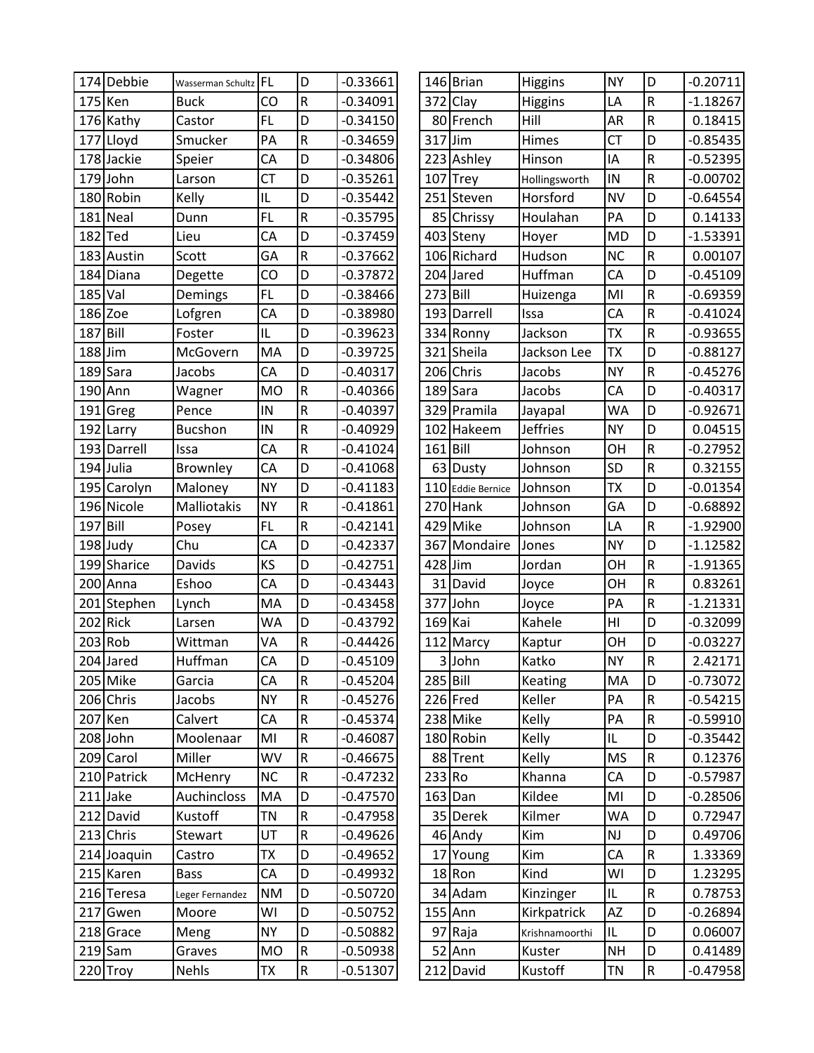| | | | | | |
|---|---|---|---|---|---|
| 174 | Debbie | Wasserman Schultz | FL | D | -0.33661 |
| 175 | Ken | Buck | CO | R | -0.34091 |
| 176 | Kathy | Castor | FL | D | -0.34150 |
| 177 | Lloyd | Smucker | PA | R | -0.34659 |
| 178 | Jackie | Speier | CA | D | -0.34806 |
| 179 | John | Larson | CT | D | -0.35261 |
| 180 | Robin | Kelly | IL | D | -0.35442 |
| 181 | Neal | Dunn | FL | R | -0.35795 |
| 182 | Ted | Lieu | CA | D | -0.37459 |
| 183 | Austin | Scott | GA | R | -0.37662 |
| 184 | Diana | Degette | CO | D | -0.37872 |
| 185 | Val | Demings | FL | D | -0.38466 |
| 186 | Zoe | Lofgren | CA | D | -0.38980 |
| 187 | Bill | Foster | IL | D | -0.39623 |
| 188 | Jim | McGovern | MA | D | -0.39725 |
| 189 | Sara | Jacobs | CA | D | -0.40317 |
| 190 | Ann | Wagner | MO | R | -0.40366 |
| 191 | Greg | Pence | IN | R | -0.40397 |
| 192 | Larry | Bucshon | IN | R | -0.40929 |
| 193 | Darrell | Issa | CA | R | -0.41024 |
| 194 | Julia | Brownley | CA | D | -0.41068 |
| 195 | Carolyn | Maloney | NY | D | -0.41183 |
| 196 | Nicole | Malliotakis | NY | R | -0.41861 |
| 197 | Bill | Posey | FL | R | -0.42141 |
| 198 | Judy | Chu | CA | D | -0.42337 |
| 199 | Sharice | Davids | KS | D | -0.42751 |
| 200 | Anna | Eshoo | CA | D | -0.43443 |
| 201 | Stephen | Lynch | MA | D | -0.43458 |
| 202 | Rick | Larsen | WA | D | -0.43792 |
| 203 | Rob | Wittman | VA | R | -0.44426 |
| 204 | Jared | Huffman | CA | D | -0.45109 |
| 205 | Mike | Garcia | CA | R | -0.45204 |
| 206 | Chris | Jacobs | NY | R | -0.45276 |
| 207 | Ken | Calvert | CA | R | -0.45374 |
| 208 | John | Moolenaar | MI | R | -0.46087 |
| 209 | Carol | Miller | WV | R | -0.46675 |
| 210 | Patrick | McHenry | NC | R | -0.47232 |
| 211 | Jake | Auchincloss | MA | D | -0.47570 |
| 212 | David | Kustoff | TN | R | -0.47958 |
| 213 | Chris | Stewart | UT | R | -0.49626 |
| 214 | Joaquin | Castro | TX | D | -0.49652 |
| 215 | Karen | Bass | CA | D | -0.49932 |
| 216 | Teresa | Leger Fernandez | NM | D | -0.50720 |
| 217 | Gwen | Moore | WI | D | -0.50752 |
| 218 | Grace | Meng | NY | D | -0.50882 |
| 219 | Sam | Graves | MO | R | -0.50938 |
| 220 | Troy | Nehls | TX | R | -0.51307 |

| | | | | | |
|---|---|---|---|---|---|
| 146 | Brian | Higgins | NY | D | -0.20711 |
| 372 | Clay | Higgins | LA | R | -1.18267 |
| 80 | French | Hill | AR | R | 0.18415 |
| 317 | Jim | Himes | CT | D | -0.85435 |
| 223 | Ashley | Hinson | IA | R | -0.52395 |
| 107 | Trey | Hollingsworth | IN | R | -0.00702 |
| 251 | Steven | Horsford | NV | D | -0.64554 |
| 85 | Chrissy | Houlahan | PA | D | 0.14133 |
| 403 | Steny | Hoyer | MD | D | -1.53391 |
| 106 | Richard | Hudson | NC | R | 0.00107 |
| 204 | Jared | Huffman | CA | D | -0.45109 |
| 273 | Bill | Huizenga | MI | R | -0.69359 |
| 193 | Darrell | Issa | CA | R | -0.41024 |
| 334 | Ronny | Jackson | TX | R | -0.93655 |
| 321 | Sheila | Jackson Lee | TX | D | -0.88127 |
| 206 | Chris | Jacobs | NY | R | -0.45276 |
| 189 | Sara | Jacobs | CA | D | -0.40317 |
| 329 | Pramila | Jayapal | WA | D | -0.92671 |
| 102 | Hakeem | Jeffries | NY | D | 0.04515 |
| 161 | Bill | Johnson | OH | R | -0.27952 |
| 63 | Dusty | Johnson | SD | R | 0.32155 |
| 110 | Eddie Bernice | Johnson | TX | D | -0.01354 |
| 270 | Hank | Johnson | GA | D | -0.68892 |
| 429 | Mike | Johnson | LA | R | -1.92900 |
| 367 | Mondaire | Jones | NY | D | -1.12582 |
| 428 | Jim | Jordan | OH | R | -1.91365 |
| 31 | David | Joyce | OH | R | 0.83261 |
| 377 | John | Joyce | PA | R | -1.21331 |
| 169 | Kai | Kahele | HI | D | -0.32099 |
| 112 | Marcy | Kaptur | OH | D | -0.03227 |
| 3 | John | Katko | NY | R | 2.42171 |
| 285 | Bill | Keating | MA | D | -0.73072 |
| 226 | Fred | Keller | PA | R | -0.54215 |
| 238 | Mike | Kelly | PA | R | -0.59910 |
| 180 | Robin | Kelly | IL | D | -0.35442 |
| 88 | Trent | Kelly | MS | R | 0.12376 |
| 233 | Ro | Khanna | CA | D | -0.57987 |
| 163 | Dan | Kildee | MI | D | -0.28506 |
| 35 | Derek | Kilmer | WA | D | 0.72947 |
| 46 | Andy | Kim | NJ | D | 0.49706 |
| 17 | Young | Kim | CA | R | 1.33369 |
| 18 | Ron | Kind | WI | D | 1.23295 |
| 34 | Adam | Kinzinger | IL | R | 0.78753 |
| 155 | Ann | Kirkpatrick | AZ | D | -0.26894 |
| 97 | Raja | Krishnamoorthi | IL | D | 0.06007 |
| 52 | Ann | Kuster | NH | D | 0.41489 |
| 212 | David | Kustoff | TN | R | -0.47958 |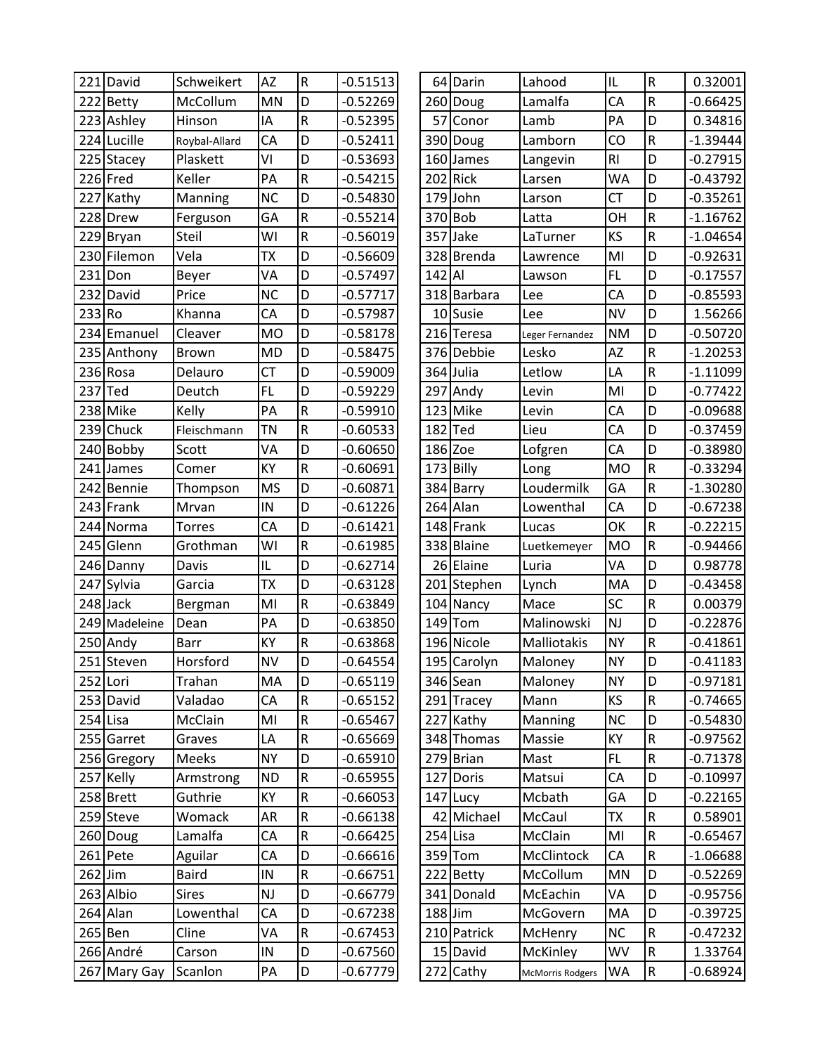| 221 | David | Schweikert | AZ | R | -0.51513 |
|---|---|---|---|---|---|
| 222 | Betty | McCollum | MN | D | -0.52269 |
| 223 | Ashley | Hinson | IA | R | -0.52395 |
| 224 | Lucille | Roybal-Allard | CA | D | -0.52411 |
| 225 | Stacey | Plaskett | VI | D | -0.53693 |
| 226 | Fred | Keller | PA | R | -0.54215 |
| 227 | Kathy | Manning | NC | D | -0.54830 |
| 228 | Drew | Ferguson | GA | R | -0.55214 |
| 229 | Bryan | Steil | WI | R | -0.56019 |
| 230 | Filemon | Vela | TX | D | -0.56609 |
| 231 | Don | Beyer | VA | D | -0.57497 |
| 232 | David | Price | NC | D | -0.57717 |
| 233 | Ro | Khanna | CA | D | -0.57987 |
| 234 | Emanuel | Cleaver | MO | D | -0.58178 |
| 235 | Anthony | Brown | MD | D | -0.58475 |
| 236 | Rosa | Delauro | CT | D | -0.59009 |
| 237 | Ted | Deutch | FL | D | -0.59229 |
| 238 | Mike | Kelly | PA | R | -0.59910 |
| 239 | Chuck | Fleischmann | TN | R | -0.60533 |
| 240 | Bobby | Scott | VA | D | -0.60650 |
| 241 | James | Comer | KY | R | -0.60691 |
| 242 | Bennie | Thompson | MS | D | -0.60871 |
| 243 | Frank | Mrvan | IN | D | -0.61226 |
| 244 | Norma | Torres | CA | D | -0.61421 |
| 245 | Glenn | Grothman | WI | R | -0.61985 |
| 246 | Danny | Davis | IL | D | -0.62714 |
| 247 | Sylvia | Garcia | TX | D | -0.63128 |
| 248 | Jack | Bergman | MI | R | -0.63849 |
| 249 | Madeleine | Dean | PA | D | -0.63850 |
| 250 | Andy | Barr | KY | R | -0.63868 |
| 251 | Steven | Horsford | NV | D | -0.64554 |
| 252 | Lori | Trahan | MA | D | -0.65119 |
| 253 | David | Valadao | CA | R | -0.65152 |
| 254 | Lisa | McClain | MI | R | -0.65467 |
| 255 | Garret | Graves | LA | R | -0.65669 |
| 256 | Gregory | Meeks | NY | D | -0.65910 |
| 257 | Kelly | Armstrong | ND | R | -0.65955 |
| 258 | Brett | Guthrie | KY | R | -0.66053 |
| 259 | Steve | Womack | AR | R | -0.66138 |
| 260 | Doug | Lamalfa | CA | R | -0.66425 |
| 261 | Pete | Aguilar | CA | D | -0.66616 |
| 262 | Jim | Baird | IN | R | -0.66751 |
| 263 | Albio | Sires | NJ | D | -0.66779 |
| 264 | Alan | Lowenthal | CA | D | -0.67238 |
| 265 | Ben | Cline | VA | R | -0.67453 |
| 266 | André | Carson | IN | D | -0.67560 |
| 267 | Mary Gay | Scanlon | PA | D | -0.67779 |

| 64 | Darin | Lahood | IL | R | 0.32001 |
|---|---|---|---|---|---|
| 260 | Doug | Lamalfa | CA | R | -0.66425 |
| 57 | Conor | Lamb | PA | D | 0.34816 |
| 390 | Doug | Lamborn | CO | R | -1.39444 |
| 160 | James | Langevin | RI | D | -0.27915 |
| 202 | Rick | Larsen | WA | D | -0.43792 |
| 179 | John | Larson | CT | D | -0.35261 |
| 370 | Bob | Latta | OH | R | -1.16762 |
| 357 | Jake | LaTurner | KS | R | -1.04654 |
| 328 | Brenda | Lawrence | MI | D | -0.92631 |
| 142 | Al | Lawson | FL | D | -0.17557 |
| 318 | Barbara | Lee | CA | D | -0.85593 |
| 10 | Susie | Lee | NV | D | 1.56266 |
| 216 | Teresa | Leger Fernandez | NM | D | -0.50720 |
| 376 | Debbie | Lesko | AZ | R | -1.20253 |
| 364 | Julia | Letlow | LA | R | -1.11099 |
| 297 | Andy | Levin | MI | D | -0.77422 |
| 123 | Mike | Levin | CA | D | -0.09688 |
| 182 | Ted | Lieu | CA | D | -0.37459 |
| 186 | Zoe | Lofgren | CA | D | -0.38980 |
| 173 | Billy | Long | MO | R | -0.33294 |
| 384 | Barry | Loudermilk | GA | R | -1.30280 |
| 264 | Alan | Lowenthal | CA | D | -0.67238 |
| 148 | Frank | Lucas | OK | R | -0.22215 |
| 338 | Blaine | Luetkemeyer | MO | R | -0.94466 |
| 26 | Elaine | Luria | VA | D | 0.98778 |
| 201 | Stephen | Lynch | MA | D | -0.43458 |
| 104 | Nancy | Mace | SC | R | 0.00379 |
| 149 | Tom | Malinowski | NJ | D | -0.22876 |
| 196 | Nicole | Malliotakis | NY | R | -0.41861 |
| 195 | Carolyn | Maloney | NY | D | -0.41183 |
| 346 | Sean | Maloney | NY | D | -0.97181 |
| 291 | Tracey | Mann | KS | R | -0.74665 |
| 227 | Kathy | Manning | NC | D | -0.54830 |
| 348 | Thomas | Massie | KY | R | -0.97562 |
| 279 | Brian | Mast | FL | R | -0.71378 |
| 127 | Doris | Matsui | CA | D | -0.10997 |
| 147 | Lucy | Mcbath | GA | D | -0.22165 |
| 42 | Michael | McCaul | TX | R | 0.58901 |
| 254 | Lisa | McClain | MI | R | -0.65467 |
| 359 | Tom | McClintock | CA | R | -1.06688 |
| 222 | Betty | McCollum | MN | D | -0.52269 |
| 341 | Donald | McEachin | VA | D | -0.95756 |
| 188 | Jim | McGovern | MA | D | -0.39725 |
| 210 | Patrick | McHenry | NC | R | -0.47232 |
| 15 | David | McKinley | WV | R | 1.33764 |
| 272 | Cathy | McMorris Rodgers | WA | R | -0.68924 |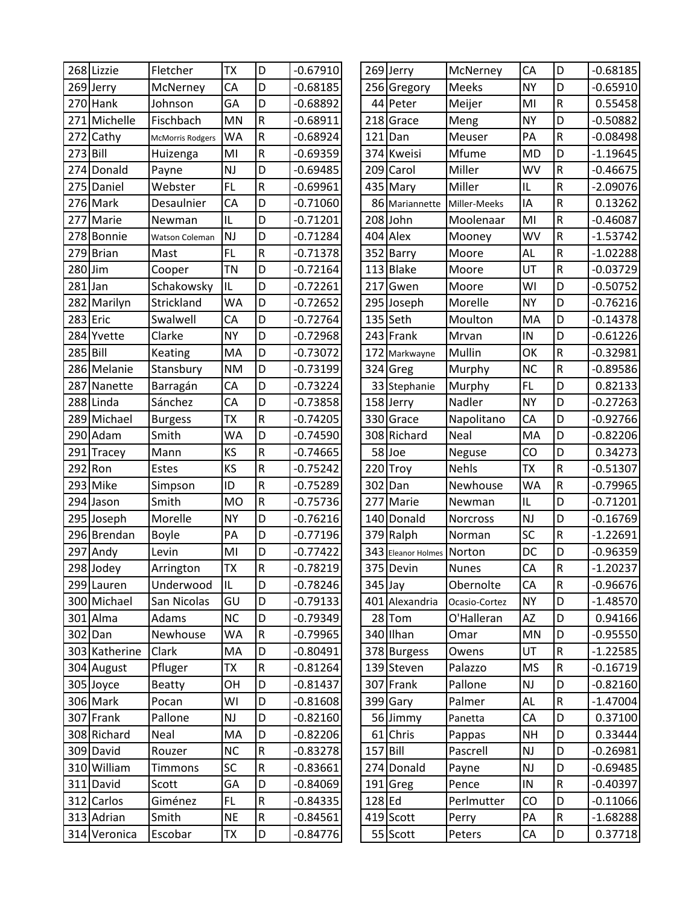| | | | | |
|---|---|---|---|---|
| 268 | Lizzie | Fletcher | TX | D | -0.67910 |
| 269 | Jerry | McNerney | CA | D | -0.68185 |
| 270 | Hank | Johnson | GA | D | -0.68892 |
| 271 | Michelle | Fischbach | MN | R | -0.68911 |
| 272 | Cathy | McMorris Rodgers | WA | R | -0.68924 |
| 273 | Bill | Huizenga | MI | R | -0.69359 |
| 274 | Donald | Payne | NJ | D | -0.69485 |
| 275 | Daniel | Webster | FL | R | -0.69961 |
| 276 | Mark | Desaulnier | CA | D | -0.71060 |
| 277 | Marie | Newman | IL | D | -0.71201 |
| 278 | Bonnie | Watson Coleman | NJ | D | -0.71284 |
| 279 | Brian | Mast | FL | R | -0.71378 |
| 280 | Jim | Cooper | TN | D | -0.72164 |
| 281 | Jan | Schakowsky | IL | D | -0.72261 |
| 282 | Marilyn | Strickland | WA | D | -0.72652 |
| 283 | Eric | Swalwell | CA | D | -0.72764 |
| 284 | Yvette | Clarke | NY | D | -0.72968 |
| 285 | Bill | Keating | MA | D | -0.73072 |
| 286 | Melanie | Stansbury | NM | D | -0.73199 |
| 287 | Nanette | Barragán | CA | D | -0.73224 |
| 288 | Linda | Sánchez | CA | D | -0.73858 |
| 289 | Michael | Burgess | TX | R | -0.74205 |
| 290 | Adam | Smith | WA | D | -0.74590 |
| 291 | Tracey | Mann | KS | R | -0.74665 |
| 292 | Ron | Estes | KS | R | -0.75242 |
| 293 | Mike | Simpson | ID | R | -0.75289 |
| 294 | Jason | Smith | MO | R | -0.75736 |
| 295 | Joseph | Morelle | NY | D | -0.76216 |
| 296 | Brendan | Boyle | PA | D | -0.77196 |
| 297 | Andy | Levin | MI | D | -0.77422 |
| 298 | Jodey | Arrington | TX | R | -0.78219 |
| 299 | Lauren | Underwood | IL | D | -0.78246 |
| 300 | Michael | San Nicolas | GU | D | -0.79133 |
| 301 | Alma | Adams | NC | D | -0.79349 |
| 302 | Dan | Newhouse | WA | R | -0.79965 |
| 303 | Katherine | Clark | MA | D | -0.80491 |
| 304 | August | Pfluger | TX | R | -0.81264 |
| 305 | Joyce | Beatty | OH | D | -0.81437 |
| 306 | Mark | Pocan | WI | D | -0.81608 |
| 307 | Frank | Pallone | NJ | D | -0.82160 |
| 308 | Richard | Neal | MA | D | -0.82206 |
| 309 | David | Rouzer | NC | R | -0.83278 |
| 310 | William | Timmons | SC | R | -0.83661 |
| 311 | David | Scott | GA | D | -0.84069 |
| 312 | Carlos | Giménez | FL | R | -0.84335 |
| 313 | Adrian | Smith | NE | R | -0.84561 |
| 314 | Veronica | Escobar | TX | D | -0.84776 |

| | | | | | |
|---|---|---|---|---|---|
| 269 | Jerry | McNerney | CA | D | -0.68185 |
| 256 | Gregory | Meeks | NY | D | -0.65910 |
| 44 | Peter | Meijer | MI | R | 0.55458 |
| 218 | Grace | Meng | NY | D | -0.50882 |
| 121 | Dan | Meuser | PA | R | -0.08498 |
| 374 | Kweisi | Mfume | MD | D | -1.19645 |
| 209 | Carol | Miller | WV | R | -0.46675 |
| 435 | Mary | Miller | IL | R | -2.09076 |
| 86 | Mariannette | Miller-Meeks | IA | R | 0.13262 |
| 208 | John | Moolenaar | MI | R | -0.46087 |
| 404 | Alex | Mooney | WV | R | -1.53742 |
| 352 | Barry | Moore | AL | R | -1.02288 |
| 113 | Blake | Moore | UT | R | -0.03729 |
| 217 | Gwen | Moore | WI | D | -0.50752 |
| 295 | Joseph | Morelle | NY | D | -0.76216 |
| 135 | Seth | Moulton | MA | D | -0.14378 |
| 243 | Frank | Mrvan | IN | D | -0.61226 |
| 172 | Markwayne | Mullin | OK | R | -0.32981 |
| 324 | Greg | Murphy | NC | R | -0.89586 |
| 33 | Stephanie | Murphy | FL | D | 0.82133 |
| 158 | Jerry | Nadler | NY | D | -0.27263 |
| 330 | Grace | Napolitano | CA | D | -0.92766 |
| 308 | Richard | Neal | MA | D | -0.82206 |
| 58 | Joe | Neguse | CO | D | 0.34273 |
| 220 | Troy | Nehls | TX | R | -0.51307 |
| 302 | Dan | Newhouse | WA | R | -0.79965 |
| 277 | Marie | Newman | IL | D | -0.71201 |
| 140 | Donald | Norcross | NJ | D | -0.16769 |
| 379 | Ralph | Norman | SC | R | -1.22691 |
| 343 | Eleanor Holmes | Norton | DC | D | -0.96359 |
| 375 | Devin | Nunes | CA | R | -1.20237 |
| 345 | Jay | Obernolte | CA | R | -0.96676 |
| 401 | Alexandria | Ocasio-Cortez | NY | D | -1.48570 |
| 28 | Tom | O'Halleran | AZ | D | 0.94166 |
| 340 | Ilhan | Omar | MN | D | -0.95550 |
| 378 | Burgess | Owens | UT | R | -1.22585 |
| 139 | Steven | Palazzo | MS | R | -0.16719 |
| 307 | Frank | Pallone | NJ | D | -0.82160 |
| 399 | Gary | Palmer | AL | R | -1.47004 |
| 56 | Jimmy | Panetta | CA | D | 0.37100 |
| 61 | Chris | Pappas | NH | D | 0.33444 |
| 157 | Bill | Pascrell | NJ | D | -0.26981 |
| 274 | Donald | Payne | NJ | D | -0.69485 |
| 191 | Greg | Pence | IN | R | -0.40397 |
| 128 | Ed | Perlmutter | CO | D | -0.11066 |
| 419 | Scott | Perry | PA | R | -1.68288 |
| 55 | Scott | Peters | CA | D | 0.37718 |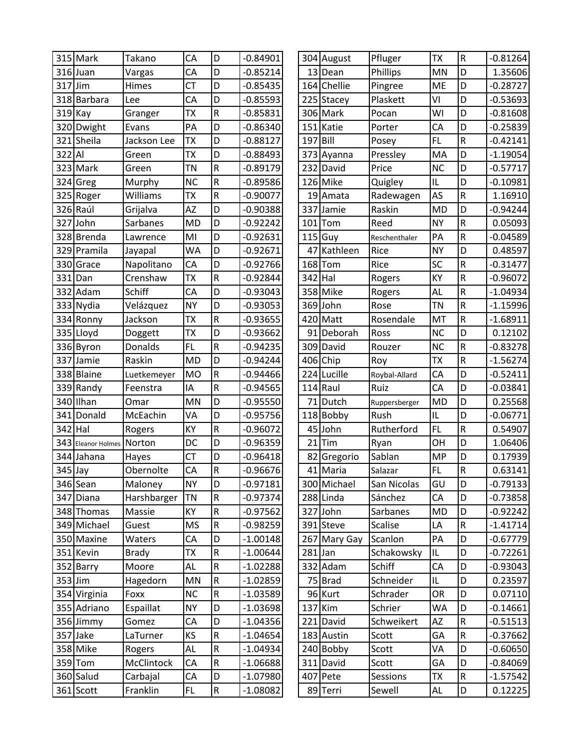| | | | | | |
|---|---|---|---|---|---|
| 315 | Mark | Takano | CA | D | -0.84901 |
| 316 | Juan | Vargas | CA | D | -0.85214 |
| 317 | Jim | Himes | CT | D | -0.85435 |
| 318 | Barbara | Lee | CA | D | -0.85593 |
| 319 | Kay | Granger | TX | R | -0.85831 |
| 320 | Dwight | Evans | PA | D | -0.86340 |
| 321 | Sheila | Jackson Lee | TX | D | -0.88127 |
| 322 | Al | Green | TX | D | -0.88493 |
| 323 | Mark | Green | TN | R | -0.89179 |
| 324 | Greg | Murphy | NC | R | -0.89586 |
| 325 | Roger | Williams | TX | R | -0.90077 |
| 326 | Raúl | Grijalva | AZ | D | -0.90388 |
| 327 | John | Sarbanes | MD | D | -0.92242 |
| 328 | Brenda | Lawrence | MI | D | -0.92631 |
| 329 | Pramila | Jayapal | WA | D | -0.92671 |
| 330 | Grace | Napolitano | CA | D | -0.92766 |
| 331 | Dan | Crenshaw | TX | R | -0.92844 |
| 332 | Adam | Schiff | CA | D | -0.93043 |
| 333 | Nydia | Velázquez | NY | D | -0.93053 |
| 334 | Ronny | Jackson | TX | R | -0.93655 |
| 335 | Lloyd | Doggett | TX | D | -0.93662 |
| 336 | Byron | Donalds | FL | R | -0.94235 |
| 337 | Jamie | Raskin | MD | D | -0.94244 |
| 338 | Blaine | Luetkemeyer | MO | R | -0.94466 |
| 339 | Randy | Feenstra | IA | R | -0.94565 |
| 340 | Ilhan | Omar | MN | D | -0.95550 |
| 341 | Donald | McEachin | VA | D | -0.95756 |
| 342 | Hal | Rogers | KY | R | -0.96072 |
| 343 | Eleanor Holmes | Norton | DC | D | -0.96359 |
| 344 | Jahana | Hayes | CT | D | -0.96418 |
| 345 | Jay | Obernolte | CA | R | -0.96676 |
| 346 | Sean | Maloney | NY | D | -0.97181 |
| 347 | Diana | Harshbarger | TN | R | -0.97374 |
| 348 | Thomas | Massie | KY | R | -0.97562 |
| 349 | Michael | Guest | MS | R | -0.98259 |
| 350 | Maxine | Waters | CA | D | -1.00148 |
| 351 | Kevin | Brady | TX | R | -1.00644 |
| 352 | Barry | Moore | AL | R | -1.02288 |
| 353 | Jim | Hagedorn | MN | R | -1.02859 |
| 354 | Virginia | Foxx | NC | R | -1.03589 |
| 355 | Adriano | Espaillat | NY | D | -1.03698 |
| 356 | Jimmy | Gomez | CA | D | -1.04356 |
| 357 | Jake | LaTurner | KS | R | -1.04654 |
| 358 | Mike | Rogers | AL | R | -1.04934 |
| 359 | Tom | McClintock | CA | R | -1.06688 |
| 360 | Salud | Carbajal | CA | D | -1.07980 |
| 361 | Scott | Franklin | FL | R | -1.08082 |

| | | | | | |
|---|---|---|---|---|---|
| 304 | August | Pfluger | TX | R | -0.81264 |
| 13 | Dean | Phillips | MN | D | 1.35606 |
| 164 | Chellie | Pingree | ME | D | -0.28727 |
| 225 | Stacey | Plaskett | VI | D | -0.53693 |
| 306 | Mark | Pocan | WI | D | -0.81608 |
| 151 | Katie | Porter | CA | D | -0.25839 |
| 197 | Bill | Posey | FL | R | -0.42141 |
| 373 | Ayanna | Pressley | MA | D | -1.19054 |
| 232 | David | Price | NC | D | -0.57717 |
| 126 | Mike | Quigley | IL | D | -0.10981 |
| 19 | Amata | Radewagen | AS | R | 1.16910 |
| 337 | Jamie | Raskin | MD | D | -0.94244 |
| 101 | Tom | Reed | NY | R | 0.05093 |
| 115 | Guy | Reschenthaler | PA | R | -0.04589 |
| 47 | Kathleen | Rice | NY | D | 0.48597 |
| 168 | Tom | Rice | SC | R | -0.31477 |
| 342 | Hal | Rogers | KY | R | -0.96072 |
| 358 | Mike | Rogers | AL | R | -1.04934 |
| 369 | John | Rose | TN | R | -1.15996 |
| 420 | Matt | Rosendale | MT | R | -1.68911 |
| 91 | Deborah | Ross | NC | D | 0.12102 |
| 309 | David | Rouzer | NC | R | -0.83278 |
| 406 | Chip | Roy | TX | R | -1.56274 |
| 224 | Lucille | Roybal-Allard | CA | D | -0.52411 |
| 114 | Raul | Ruiz | CA | D | -0.03841 |
| 71 | Dutch | Ruppersberger | MD | D | 0.25568 |
| 118 | Bobby | Rush | IL | D | -0.06771 |
| 45 | John | Rutherford | FL | R | 0.54907 |
| 21 | Tim | Ryan | OH | D | 1.06406 |
| 82 | Gregorio | Sablan | MP | D | 0.17939 |
| 41 | Maria | Salazar | FL | R | 0.63141 |
| 300 | Michael | San Nicolas | GU | D | -0.79133 |
| 288 | Linda | Sánchez | CA | D | -0.73858 |
| 327 | John | Sarbanes | MD | D | -0.92242 |
| 391 | Steve | Scalise | LA | R | -1.41714 |
| 267 | Mary Gay | Scanlon | PA | D | -0.67779 |
| 281 | Jan | Schakowsky | IL | D | -0.72261 |
| 332 | Adam | Schiff | CA | D | -0.93043 |
| 75 | Brad | Schneider | IL | D | 0.23597 |
| 96 | Kurt | Schrader | OR | D | 0.07110 |
| 137 | Kim | Schrier | WA | D | -0.14661 |
| 221 | David | Schweikert | AZ | R | -0.51513 |
| 183 | Austin | Scott | GA | R | -0.37662 |
| 240 | Bobby | Scott | VA | D | -0.60650 |
| 311 | David | Scott | GA | D | -0.84069 |
| 407 | Pete | Sessions | TX | R | -1.57542 |
| 89 | Terri | Sewell | AL | D | 0.12225 |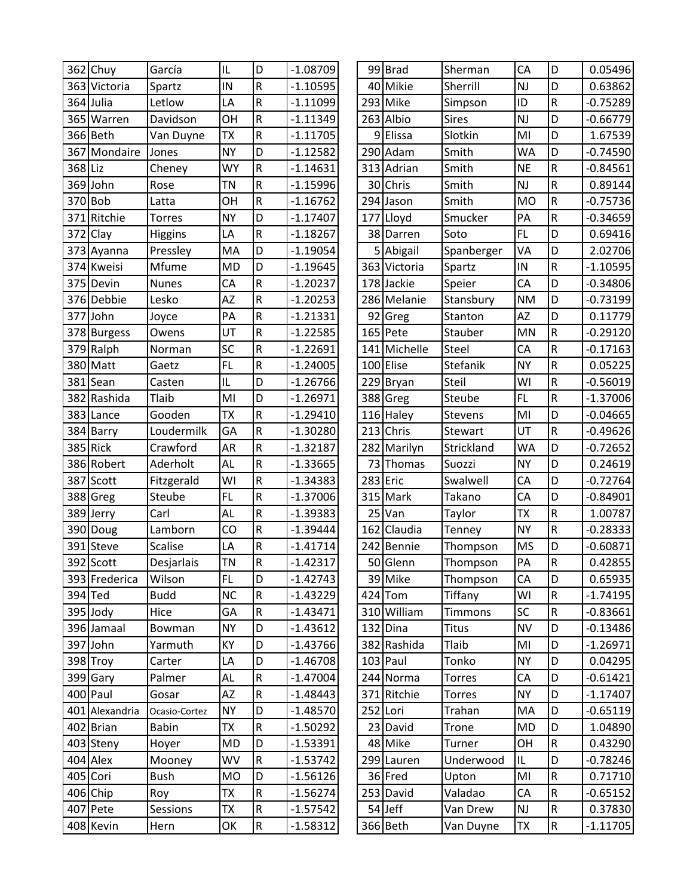| | | | | | 
|---|---|---|---|---|
| 362 | Chuy | García | IL | D | -1.08709 |
| 363 | Victoria | Spartz | IN | R | -1.10595 |
| 364 | Julia | Letlow | LA | R | -1.11099 |
| 365 | Warren | Davidson | OH | R | -1.11349 |
| 366 | Beth | Van Duyne | TX | R | -1.11705 |
| 367 | Mondaire | Jones | NY | D | -1.12582 |
| 368 | Liz | Cheney | WY | R | -1.14631 |
| 369 | John | Rose | TN | R | -1.15996 |
| 370 | Bob | Latta | OH | R | -1.16762 |
| 371 | Ritchie | Torres | NY | D | -1.17407 |
| 372 | Clay | Higgins | LA | R | -1.18267 |
| 373 | Ayanna | Pressley | MA | D | -1.19054 |
| 374 | Kweisi | Mfume | MD | D | -1.19645 |
| 375 | Devin | Nunes | CA | R | -1.20237 |
| 376 | Debbie | Lesko | AZ | R | -1.20253 |
| 377 | John | Joyce | PA | R | -1.21331 |
| 378 | Burgess | Owens | UT | R | -1.22585 |
| 379 | Ralph | Norman | SC | R | -1.22691 |
| 380 | Matt | Gaetz | FL | R | -1.24005 |
| 381 | Sean | Casten | IL | D | -1.26766 |
| 382 | Rashida | Tlaib | MI | D | -1.26971 |
| 383 | Lance | Gooden | TX | R | -1.29410 |
| 384 | Barry | Loudermilk | GA | R | -1.30280 |
| 385 | Rick | Crawford | AR | R | -1.32187 |
| 386 | Robert | Aderholt | AL | R | -1.33665 |
| 387 | Scott | Fitzgerald | WI | R | -1.34383 |
| 388 | Greg | Steube | FL | R | -1.37006 |
| 389 | Jerry | Carl | AL | R | -1.39383 |
| 390 | Doug | Lamborn | CO | R | -1.39444 |
| 391 | Steve | Scalise | LA | R | -1.41714 |
| 392 | Scott | Desjarlais | TN | R | -1.42317 |
| 393 | Frederica | Wilson | FL | D | -1.42743 |
| 394 | Ted | Budd | NC | R | -1.43229 |
| 395 | Jody | Hice | GA | R | -1.43471 |
| 396 | Jamaal | Bowman | NY | D | -1.43612 |
| 397 | John | Yarmuth | KY | D | -1.43766 |
| 398 | Troy | Carter | LA | D | -1.46708 |
| 399 | Gary | Palmer | AL | R | -1.47004 |
| 400 | Paul | Gosar | AZ | R | -1.48443 |
| 401 | Alexandria | Ocasio-Cortez | NY | D | -1.48570 |
| 402 | Brian | Babin | TX | R | -1.50292 |
| 403 | Steny | Hoyer | MD | D | -1.53391 |
| 404 | Alex | Mooney | WV | R | -1.53742 |
| 405 | Cori | Bush | MO | D | -1.56126 |
| 406 | Chip | Roy | TX | R | -1.56274 |
| 407 | Pete | Sessions | TX | R | -1.57542 |
| 408 | Kevin | Hern | OK | R | -1.58312 |

| | | | | | 
|---|---|---|---|---|
| 99 | Brad | Sherman | CA | D | 0.05496 |
| 40 | Mikie | Sherrill | NJ | D | 0.63862 |
| 293 | Mike | Simpson | ID | R | -0.75289 |
| 263 | Albio | Sires | NJ | D | -0.66779 |
| 9 | Elissa | Slotkin | MI | D | 1.67539 |
| 290 | Adam | Smith | WA | D | -0.74590 |
| 313 | Adrian | Smith | NE | R | -0.84561 |
| 30 | Chris | Smith | NJ | R | 0.89144 |
| 294 | Jason | Smith | MO | R | -0.75736 |
| 177 | Lloyd | Smucker | PA | R | -0.34659 |
| 38 | Darren | Soto | FL | D | 0.69416 |
| 5 | Abigail | Spanberger | VA | D | 2.02706 |
| 363 | Victoria | Spartz | IN | R | -1.10595 |
| 178 | Jackie | Speier | CA | D | -0.34806 |
| 286 | Melanie | Stansbury | NM | D | -0.73199 |
| 92 | Greg | Stanton | AZ | D | 0.11779 |
| 165 | Pete | Stauber | MN | R | -0.29120 |
| 141 | Michelle | Steel | CA | R | -0.17163 |
| 100 | Elise | Stefanik | NY | R | 0.05225 |
| 229 | Bryan | Steil | WI | R | -0.56019 |
| 388 | Greg | Steube | FL | R | -1.37006 |
| 116 | Haley | Stevens | MI | D | -0.04665 |
| 213 | Chris | Stewart | UT | R | -0.49626 |
| 282 | Marilyn | Strickland | WA | D | -0.72652 |
| 73 | Thomas | Suozzi | NY | D | 0.24619 |
| 283 | Eric | Swalwell | CA | D | -0.72764 |
| 315 | Mark | Takano | CA | D | -0.84901 |
| 25 | Van | Taylor | TX | R | 1.00787 |
| 162 | Claudia | Tenney | NY | R | -0.28333 |
| 242 | Bennie | Thompson | MS | D | -0.60871 |
| 50 | Glenn | Thompson | PA | R | 0.42855 |
| 39 | Mike | Thompson | CA | D | 0.65935 |
| 424 | Tom | Tiffany | WI | R | -1.74195 |
| 310 | William | Timmons | SC | R | -0.83661 |
| 132 | Dina | Titus | NV | D | -0.13486 |
| 382 | Rashida | Tlaib | MI | D | -1.26971 |
| 103 | Paul | Tonko | NY | D | 0.04295 |
| 244 | Norma | Torres | CA | D | -0.61421 |
| 371 | Ritchie | Torres | NY | D | -1.17407 |
| 252 | Lori | Trahan | MA | D | -0.65119 |
| 23 | David | Trone | MD | D | 1.04890 |
| 48 | Mike | Turner | OH | R | 0.43290 |
| 299 | Lauren | Underwood | IL | D | -0.78246 |
| 36 | Fred | Upton | MI | R | 0.71710 |
| 253 | David | Valadao | CA | R | -0.65152 |
| 54 | Jeff | Van Drew | NJ | R | 0.37830 |
| 366 | Beth | Van Duyne | TX | R | -1.11705 |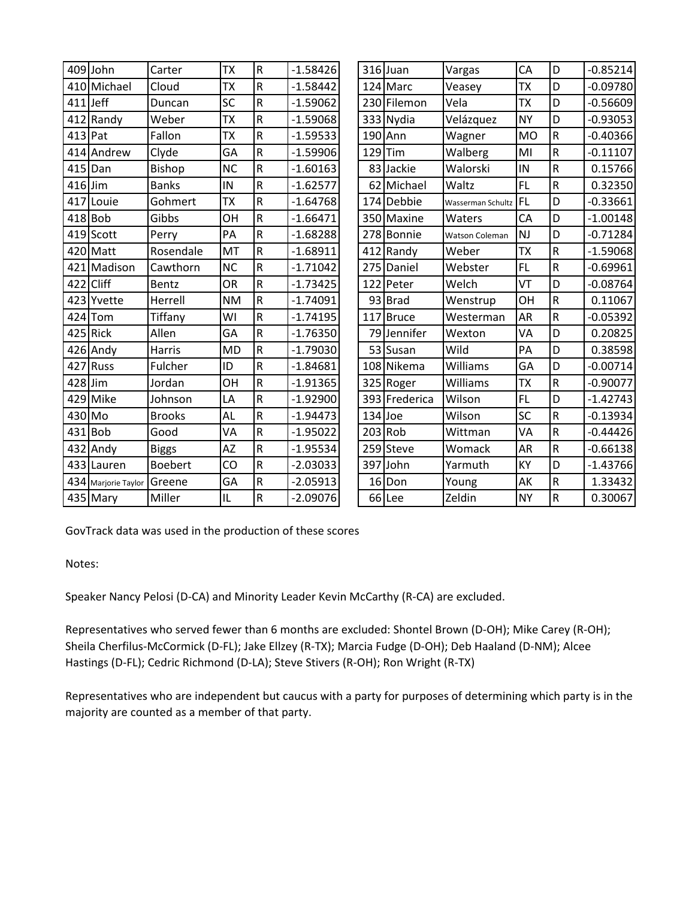| | | | | |
|---|---|---|---|---|
| 409 | John | Carter | TX | R | -1.58426 |
| 410 | Michael | Cloud | TX | R | -1.58442 |
| 411 | Jeff | Duncan | SC | R | -1.59062 |
| 412 | Randy | Weber | TX | R | -1.59068 |
| 413 | Pat | Fallon | TX | R | -1.59533 |
| 414 | Andrew | Clyde | GA | R | -1.59906 |
| 415 | Dan | Bishop | NC | R | -1.60163 |
| 416 | Jim | Banks | IN | R | -1.62577 |
| 417 | Louie | Gohmert | TX | R | -1.64768 |
| 418 | Bob | Gibbs | OH | R | -1.66471 |
| 419 | Scott | Perry | PA | R | -1.68288 |
| 420 | Matt | Rosendale | MT | R | -1.68911 |
| 421 | Madison | Cawthorn | NC | R | -1.71042 |
| 422 | Cliff | Bentz | OR | R | -1.73425 |
| 423 | Yvette | Herrell | NM | R | -1.74091 |
| 424 | Tom | Tiffany | WI | R | -1.74195 |
| 425 | Rick | Allen | GA | R | -1.76350 |
| 426 | Andy | Harris | MD | R | -1.79030 |
| 427 | Russ | Fulcher | ID | R | -1.84681 |
| 428 | Jim | Jordan | OH | R | -1.91365 |
| 429 | Mike | Johnson | LA | R | -1.92900 |
| 430 | Mo | Brooks | AL | R | -1.94473 |
| 431 | Bob | Good | VA | R | -1.95022 |
| 432 | Andy | Biggs | AZ | R | -1.95534 |
| 433 | Lauren | Boebert | CO | R | -2.03033 |
| 434 | Marjorie Taylor | Greene | GA | R | -2.05913 |
| 435 | Mary | Miller | IL | R | -2.09076 |

| | | | | | |
|---|---|---|---|---|---|
| 316 | Juan | Vargas | CA | D | -0.85214 |
| 124 | Marc | Veasey | TX | D | -0.09780 |
| 230 | Filemon | Vela | TX | D | -0.56609 |
| 333 | Nydia | Velázquez | NY | D | -0.93053 |
| 190 | Ann | Wagner | MO | R | -0.40366 |
| 129 | Tim | Walberg | MI | R | -0.11107 |
| 83 | Jackie | Walorski | IN | R | 0.15766 |
| 62 | Michael | Waltz | FL | R | 0.32350 |
| 174 | Debbie | Wasserman Schultz | FL | D | -0.33661 |
| 350 | Maxine | Waters | CA | D | -1.00148 |
| 278 | Bonnie | Watson Coleman | NJ | D | -0.71284 |
| 412 | Randy | Weber | TX | R | -1.59068 |
| 275 | Daniel | Webster | FL | R | -0.69961 |
| 122 | Peter | Welch | VT | D | -0.08764 |
| 93 | Brad | Wenstrup | OH | R | 0.11067 |
| 117 | Bruce | Westerman | AR | R | -0.05392 |
| 79 | Jennifer | Wexton | VA | D | 0.20825 |
| 53 | Susan | Wild | PA | D | 0.38598 |
| 108 | Nikema | Williams | GA | D | -0.00714 |
| 325 | Roger | Williams | TX | R | -0.90077 |
| 393 | Frederica | Wilson | FL | D | -1.42743 |
| 134 | Joe | Wilson | SC | R | -0.13934 |
| 203 | Rob | Wittman | VA | R | -0.44426 |
| 259 | Steve | Womack | AR | R | -0.66138 |
| 397 | John | Yarmuth | KY | D | -1.43766 |
| 16 | Don | Young | AK | R | 1.33432 |
| 66 | Lee | Zeldin | NY | R | 0.30067 |

GovTrack data was used in the production of these scores

Notes:

Speaker Nancy Pelosi (D-CA) and Minority Leader Kevin McCarthy (R-CA) are excluded.

Representatives who served fewer than 6 months are excluded: Shontel Brown (D-OH); Mike Carey (R-OH); Sheila Cherfilus-McCormick (D-FL); Jake Ellzey (R-TX); Marcia Fudge (D-OH); Deb Haaland (D-NM); Alcee Hastings (D-FL); Cedric Richmond (D-LA); Steve Stivers (R-OH); Ron Wright (R-TX)

Representatives who are independent but caucus with a party for purposes of determining which party is in the majority are counted as a member of that party.